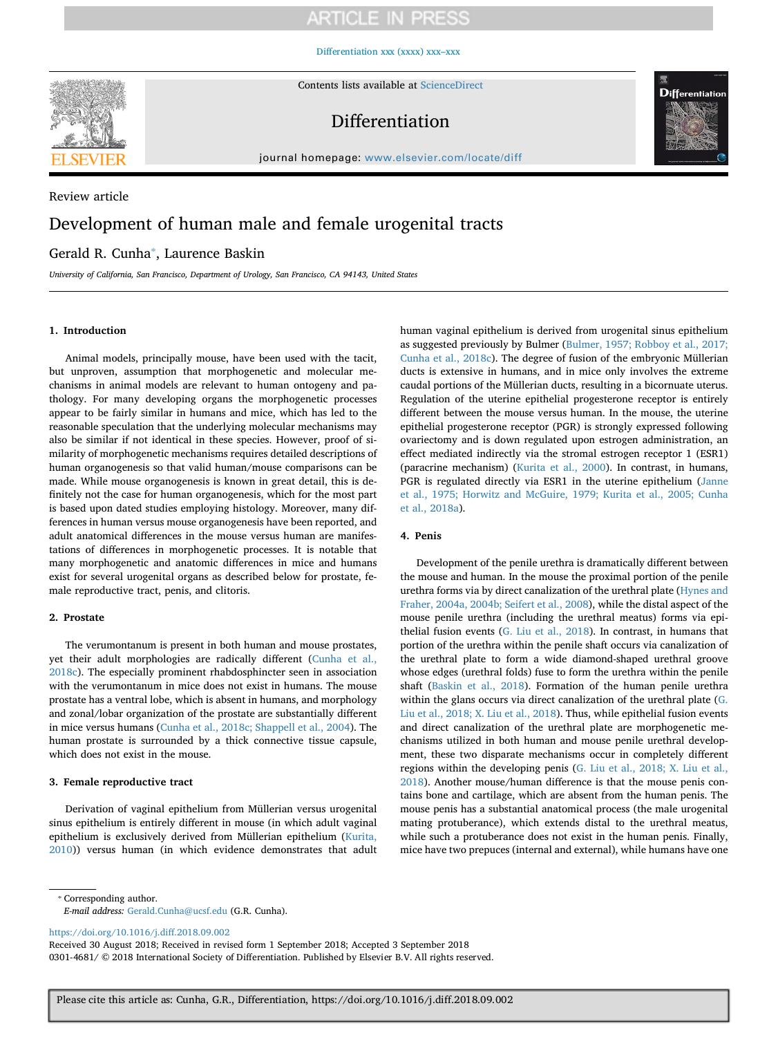Review article

# Development of human male and female urogenital tracts

Gerald R. Cunha*, Laurence Baskin

*University of California, San Francisco, Department of Urology, San Francisco, CA 94143, United States*

## 1. Introduction

Animal models, principally mouse, have been used with the tacit, but unproven, assumption that morphogenetic and molecular mechanisms in animal models are relevant to human ontogeny and pathology. For many developing organs the morphogenetic processes appear to be fairly similar in humans and mice, which has led to the reasonable speculation that the underlying molecular mechanisms may also be similar if not identical in these species. However, proof of similarity of morphogenetic mechanisms requires detailed descriptions of human organogenesis so that valid human/mouse comparisons can be made. While mouse organogenesis is known in great detail, this is definitely not the case for human organogenesis, which for the most part is based upon dated studies employing histology. Moreover, many differences in human versus mouse organogenesis have been reported, and adult anatomical differences in the mouse versus human are manifestations of differences in morphogenetic processes. It is notable that many morphogenetic and anatomic differences in mice and humans exist for several urogenital organs as described below for prostate, female reproductive tract, penis, and clitoris.

## 2. Prostate

The verumontanum is present in both human and mouse prostates, yet their adult morphologies are radically different (Cunha et al., 2018c). The especially prominent rhabdosphincter seen in association with the verumontanum in mice does not exist in humans. The mouse prostate has a ventral lobe, which is absent in humans, and morphology and zonal/lobar organization of the prostate are substantially different in mice versus humans (Cunha et al., 2018c; Shappell et al., 2004). The human prostate is surrounded by a thick connective tissue capsule, which does not exist in the mouse.

## 3. Female reproductive tract

Derivation of vaginal epithelium from Müllerian versus urogenital sinus epithelium is entirely different in mouse (in which adult vaginal epithelium is exclusively derived from Müllerian epithelium (Kurita, 2010)) versus human (in which evidence demonstrates that adult human vaginal epithelium is derived from urogenital sinus epithelium as suggested previously by Bulmer (Bulmer, 1957; Robboy et al., 2017; Cunha et al., 2018c). The degree of fusion of the embryonic Müllerian ducts is extensive in humans, and in mice only involves the extreme caudal portions of the Müllerian ducts, resulting in a bicornuate uterus. Regulation of the uterine epithelial progesterone receptor is entirely different between the mouse versus human. In the mouse, the uterine epithelial progesterone receptor (PGR) is strongly expressed following ovariectomy and is down regulated upon estrogen administration, an effect mediated indirectly via the stromal estrogen receptor 1 (ESR1) (paracrine mechanism) (Kurita et al., 2000). In contrast, in humans, PGR is regulated directly via ESR1 in the uterine epithelium (Janne et al., 1975; Horwitz and McGuire, 1979; Kurita et al., 2005; Cunha et al., 2018a).

## 4. Penis

Development of the penile urethra is dramatically different between the mouse and human. In the mouse the proximal portion of the penile urethra forms via by direct canalization of the urethral plate (Hynes and Fraher, 2004a, 2004b; Seifert et al., 2008), while the distal aspect of the mouse penile urethra (including the urethral meatus) forms via epithelial fusion events (G. Liu et al., 2018). In contrast, in humans that portion of the urethra within the penile shaft occurs via canalization of the urethral plate to form a wide diamond-shaped urethral groove whose edges (urethral folds) fuse to form the urethra within the penile shaft (Baskin et al., 2018). Formation of the human penile urethra within the glans occurs via direct canalization of the urethral plate (G. Liu et al., 2018; X. Liu et al., 2018). Thus, while epithelial fusion events and direct canalization of the urethral plate are morphogenetic mechanisms utilized in both human and mouse penile urethral development, these two disparate mechanisms occur in completely different regions within the developing penis (G. Liu et al., 2018; X. Liu et al., 2018). Another mouse/human difference is that the mouse penis contains bone and cartilage, which are absent from the human penis. The mouse penis has a substantial anatomical process (the male urogenital mating protuberance), which extends distal to the urethral meatus, while such a protuberance does not exist in the human penis. Finally, mice have two prepuces (internal and external), while humans have one

---

* Corresponding author.
*E-mail address:* Gerald.Cunha@ucsf.edu (G.R. Cunha).

https://doi.org/10.1016/j.diff.2018.09.002
Received 30 August 2018; Received in revised form 1 September 2018; Accepted 3 September 2018
0301-4681/ © 2018 International Society of Differentiation. Published by Elsevier B.V. All rights reserved.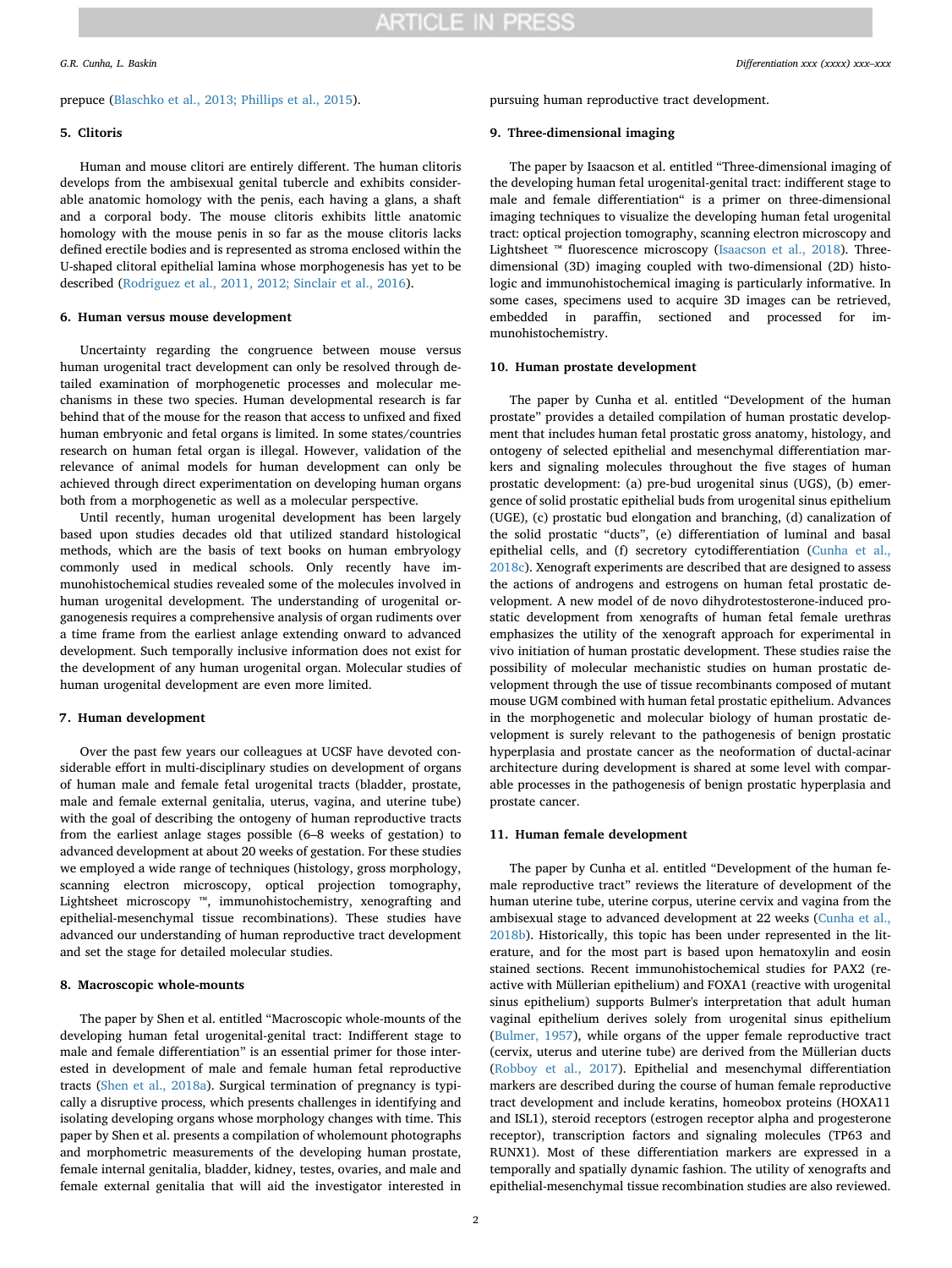prepuce (Blaschko et al., 2013; Phillips et al., 2015).

## 5. Clitoris

Human and mouse clitori are entirely different. The human clitoris develops from the ambisexual genital tubercle and exhibits considerable anatomic homology with the penis, each having a glans, a shaft and a corporal body. The mouse clitoris exhibits little anatomic homology with the mouse penis in so far as the mouse clitoris lacks defined erectile bodies and is represented as stroma enclosed within the U-shaped clitoral epithelial lamina whose morphogenesis has yet to be described (Rodriguez et al., 2011, 2012; Sinclair et al., 2016).

## 6. Human versus mouse development

Uncertainty regarding the congruence between mouse versus human urogenital tract development can only be resolved through detailed examination of morphogenetic processes and molecular mechanisms in these two species. Human developmental research is far behind that of the mouse for the reason that access to unfixed and fixed human embryonic and fetal organs is limited. In some states/countries research on human fetal organ is illegal. However, validation of the relevance of animal models for human development can only be achieved through direct experimentation on developing human organs both from a morphogenetic as well as a molecular perspective.

Until recently, human urogenital development has been largely based upon studies decades old that utilized standard histological methods, which are the basis of text books on human embryology commonly used in medical schools. Only recently have immunohistochemical studies revealed some of the molecules involved in human urogenital development. The understanding of urogenital organogenesis requires a comprehensive analysis of organ rudiments over a time frame from the earliest anlage extending onward to advanced development. Such temporally inclusive information does not exist for the development of any human urogenital organ. Molecular studies of human urogenital development are even more limited.

## 7. Human development

Over the past few years our colleagues at UCSF have devoted considerable effort in multi-disciplinary studies on development of organs of human male and female fetal urogenital tracts (bladder, prostate, male and female external genitalia, uterus, vagina, and uterine tube) with the goal of describing the ontogeny of human reproductive tracts from the earliest anlage stages possible (6–8 weeks of gestation) to advanced development at about 20 weeks of gestation. For these studies we employed a wide range of techniques (histology, gross morphology, scanning electron microscopy, optical projection tomography, Lightsheet microscopy ™, immunohistochemistry, xenografting and epithelial-mesenchymal tissue recombinations). These studies have advanced our understanding of human reproductive tract development and set the stage for detailed molecular studies.

## 8. Macroscopic whole-mounts

The paper by Shen et al. entitled "Macroscopic whole-mounts of the developing human fetal urogenital-genital tract: Indifferent stage to male and female differentiation" is an essential primer for those interested in development of male and female human fetal reproductive tracts (Shen et al., 2018a). Surgical termination of pregnancy is typically a disruptive process, which presents challenges in identifying and isolating developing organs whose morphology changes with time. This paper by Shen et al. presents a compilation of wholemount photographs and morphometric measurements of the developing human prostate, female internal genitalia, bladder, kidney, testes, ovaries, and male and female external genitalia that will aid the investigator interested in pursuing human reproductive tract development.

## 9. Three-dimensional imaging

The paper by Isaacson et al. entitled "Three-dimensional imaging of the developing human fetal urogenital-genital tract: indifferent stage to male and female differentiation" is a primer on three-dimensional imaging techniques to visualize the developing human fetal urogenital tract: optical projection tomography, scanning electron microscopy and Lightsheet ™ fluorescence microscopy (Isaacson et al., 2018). Three-dimensional (3D) imaging coupled with two-dimensional (2D) histologic and immunohistochemical imaging is particularly informative. In some cases, specimens used to acquire 3D images can be retrieved, embedded in paraffin, sectioned and processed for immunohistochemistry.

## 10. Human prostate development

The paper by Cunha et al. entitled "Development of the human prostate" provides a detailed compilation of human prostatic development that includes human fetal prostatic gross anatomy, histology, and ontogeny of selected epithelial and mesenchymal differentiation markers and signaling molecules throughout the five stages of human prostatic development: (a) pre-bud urogenital sinus (UGS), (b) emergence of solid prostatic epithelial buds from urogenital sinus epithelium (UGE), (c) prostatic bud elongation and branching, (d) canalization of the solid prostatic "ducts", (e) differentiation of luminal and basal epithelial cells, and (f) secretory cytodifferentiation (Cunha et al., 2018c). Xenograft experiments are described that are designed to assess the actions of androgens and estrogens on human fetal prostatic development. A new model of de novo dihydrotestosterone-induced prostatic development from xenografts of human fetal female urethras emphasizes the utility of the xenograft approach for experimental in vivo initiation of human prostatic development. These studies raise the possibility of molecular mechanistic studies on human prostatic development through the use of tissue recombinants composed of mutant mouse UGM combined with human fetal prostatic epithelium. Advances in the morphogenetic and molecular biology of human prostatic development is surely relevant to the pathogenesis of benign prostatic hyperplasia and prostate cancer as the neoformation of ductal-acinar architecture during development is shared at some level with comparable processes in the pathogenesis of benign prostatic hyperplasia and prostate cancer.

## 11. Human female development

The paper by Cunha et al. entitled "Development of the human female reproductive tract" reviews the literature of development of the human uterine tube, uterine corpus, uterine cervix and vagina from the ambisexual stage to advanced development at 22 weeks (Cunha et al., 2018b). Historically, this topic has been under represented in the literature, and for the most part is based upon hematoxylin and eosin stained sections. Recent immunohistochemical studies for PAX2 (reactive with Müllerian epithelium) and FOXA1 (reactive with urogenital sinus epithelium) supports Bulmer's interpretation that adult human vaginal epithelium derives solely from urogenital sinus epithelium (Bulmer, 1957), while organs of the upper female reproductive tract (cervix, uterus and uterine tube) are derived from the Müllerian ducts (Robboy et al., 2017). Epithelial and mesenchymal differentiation markers are described during the course of human female reproductive tract development and include keratins, homeobox proteins (HOXA11 and ISL1), steroid receptors (estrogen receptor alpha and progesterone receptor), transcription factors and signaling molecules (TP63 and RUNX1). Most of these differentiation markers are expressed in a temporally and spatially dynamic fashion. The utility of xenografts and epithelial-mesenchymal tissue recombination studies are also reviewed.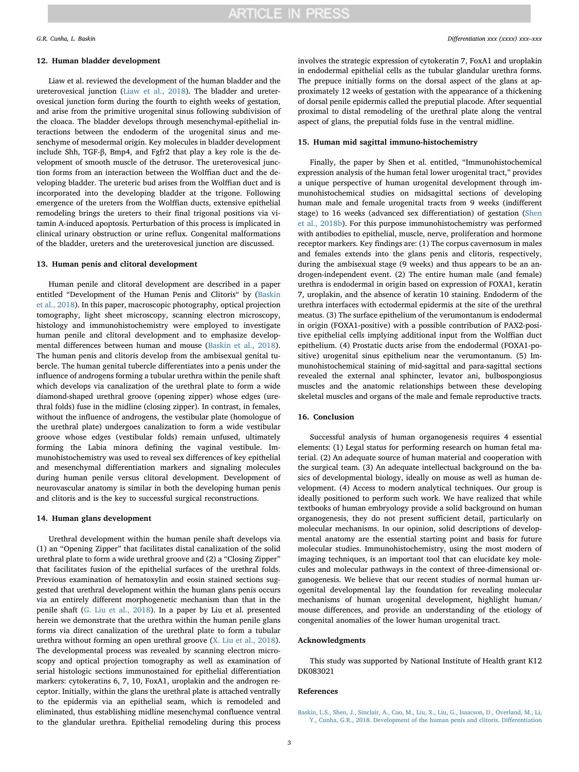## 12. Human bladder development

Liaw et al. reviewed the development of the human bladder and the ureterovesical junction (Liaw et al., 2018). The bladder and ureterovesical junction form during the fourth to eighth weeks of gestation, and arise from the primitive urogenital sinus following subdivision of the cloaca. The bladder develops through mesenchymal-epithelial interactions between the endoderm of the urogenital sinus and mesenchyme of mesodermal origin. Key molecules in bladder development include Shh, TGF-β, Bmp4, and Fgfr2 that play a key role is the development of smooth muscle of the detrusor. The ureterovesical junction forms from an interaction between the Wolffian duct and the developing bladder. The ureteric bud arises from the Wolffian duct and is incorporated into the developing bladder at the trigone. Following emergence of the ureters from the Wolffian ducts, extensive epithelial remodeling brings the ureters to their final trigonal positions via vitamin A-induced apoptosis. Perturbation of this process is implicated in clinical urinary obstruction or urine reflux. Congenital malformations of the bladder, ureters and the ureterovesical junction are discussed.

## 13. Human penis and clitoral development

Human penile and clitoral development are described in a paper entitled "Development of the Human Penis and Clitoris" by (Baskin et al., 2018). In this paper, macroscopic photography, optical projection tomography, light sheet microscopy, scanning electron microscopy, histology and immunohistochemistry were employed to investigate human penile and clitoral development and to emphasize developmental differences between human and mouse (Baskin et al., 2018). The human penis and clitoris develop from the ambisexual genital tubercle. The human genital tubercle differentiates into a penis under the influence of androgens forming a tubular urethra within the penile shaft which develops via canalization of the urethral plate to form a wide diamond-shaped urethral groove (opening zipper) whose edges (urethral folds) fuse in the midline (closing zipper). In contrast, in females, without the influence of androgens, the vestibular plate (homologue of the urethral plate) undergoes canalization to form a wide vestibular groove whose edges (vestibular folds) remain unfused, ultimately forming the Labia minora defining the vaginal vestibule. Immunohistochemistry was used to reveal sex differences of key epithelial and mesenchymal differentiation markers and signaling molecules during human penile versus clitoral development. Development of neurovascular anatomy is similar in both the developing human penis and clitoris and is the key to successful surgical reconstructions.

## 14. Human glans development

Urethral development within the human penile shaft develops via (1) an "Opening Zipper" that facilitates distal canalization of the solid urethral plate to form a wide urethral groove and (2) a "Closing Zipper" that facilitates fusion of the epithelial surfaces of the urethral folds. Previous examination of hematoxylin and eosin stained sections suggested that urethral development within the human glans penis occurs via an entirely different morphogenetic mechanism than that in the penile shaft (G. Liu et al., 2018). In a paper by Liu et al. presented herein we demonstrate that the urethra within the human penile glans forms via direct canalization of the urethral plate to form a tubular urethra without forming an open urethral groove (X. Liu et al., 2018). The developmental process was revealed by scanning electron microscopy and optical projection tomography as well as examination of serial histologic sections immunostained for epithelial differentiation markers: cytokeratins 6, 7, 10, FoxA1, uroplakin and the androgen receptor. Initially, within the glans the urethral plate is attached ventrally to the epidermis via an epithelial seam, which is remodeled and eliminated, thus establishing midline mesenchymal confluence ventral to the glandular urethra. Epithelial remodeling during this process involves the strategic expression of cytokeratin 7, FoxA1 and uroplakin in endodermal epithelial cells as the tubular glandular urethra forms. The prepuce initially forms on the dorsal aspect of the glans at approximately 12 weeks of gestation with the appearance of a thickening of dorsal penile epidermis called the preputial placode. After sequential proximal to distal remodeling of the urethral plate along the ventral aspect of glans, the preputial folds fuse in the ventral midline.

## 15. Human mid sagittal immuno-histochemistry

Finally, the paper by Shen et al. entitled, "Immunohistochemical expression analysis of the human fetal lower urogenital tract," provides a unique perspective of human urogenital development through immunohistochemical studies on midsagittal sections of developing human male and female urogenital tracts from 9 weeks (indifferent stage) to 16 weeks (advanced sex differentiation) of gestation (Shen et al., 2018b). For this purpose immunohistochemistry was performed with antibodies to epithelial, muscle, nerve, proliferation and hormone receptor markers. Key findings are: (1) The corpus cavernosum in males and females extends into the glans penis and clitoris, respectively, during the ambisexual stage (9 weeks) and thus appears to be an androgen-independent event. (2) The entire human male (and female) urethra is endodermal in origin based on expression of FOXA1, keratin 7, uroplakin, and the absence of keratin 10 staining. Endoderm of the urethra interfaces with ectodermal epidermis at the site of the urethral meatus. (3) The surface epithelium of the verumontanum is endodermal in origin (FOXA1-positive) with a possible contribution of PAX2-positive epithelial cells implying additional input from the Wolffian duct epithelium. (4) Prostatic ducts arise from the endodermal (FOXA1-positive) urogenital sinus epithelium near the verumontanum. (5) Immunohistochemical staining of mid-sagittal and para-sagittal sections revealed the external anal sphincter, levator ani, bulbospongiosus muscles and the anatomic relationships between these developing skeletal muscles and organs of the male and female reproductive tracts.

## 16. Conclusion

Successful analysis of human organogenesis requires 4 essential elements: (1) Legal status for performing research on human fetal material. (2) An adequate source of human material and cooperation with the surgical team. (3) An adequate intellectual background on the basics of developmental biology, ideally on mouse as well as human development. (4) Access to modern analytical techniques. Our group is ideally positioned to perform such work. We have realized that while textbooks of human embryology provide a solid background on human organogenesis, they do not present sufficient detail, particularly on molecular mechanisms. In our opinion, solid descriptions of developmental anatomy are the essential starting point and basis for future molecular studies. Immunohistochemistry, using the most modern of imaging techniques, is an important tool that can elucidate key molecules and molecular pathways in the context of three-dimensional organogenesis. We believe that our recent studies of normal human urogenital developmental lay the foundation for revealing molecular mechanisms of human urogenital development, highlight human/mouse differences, and provide an understanding of the etiology of congenital anomalies of the lower human urogenital tract.

## Acknowledgments

This study was supported by National Institute of Health grant K12 DK083021

## References

Baskin, L.S., Shen, J., Sinclair, A., Cao, M., Liu, X., Liu, G., Isaacson, D., Overland, M., Li, Y., Cunha, G.R., 2018. Development of the human penis and clitoris. Differentiation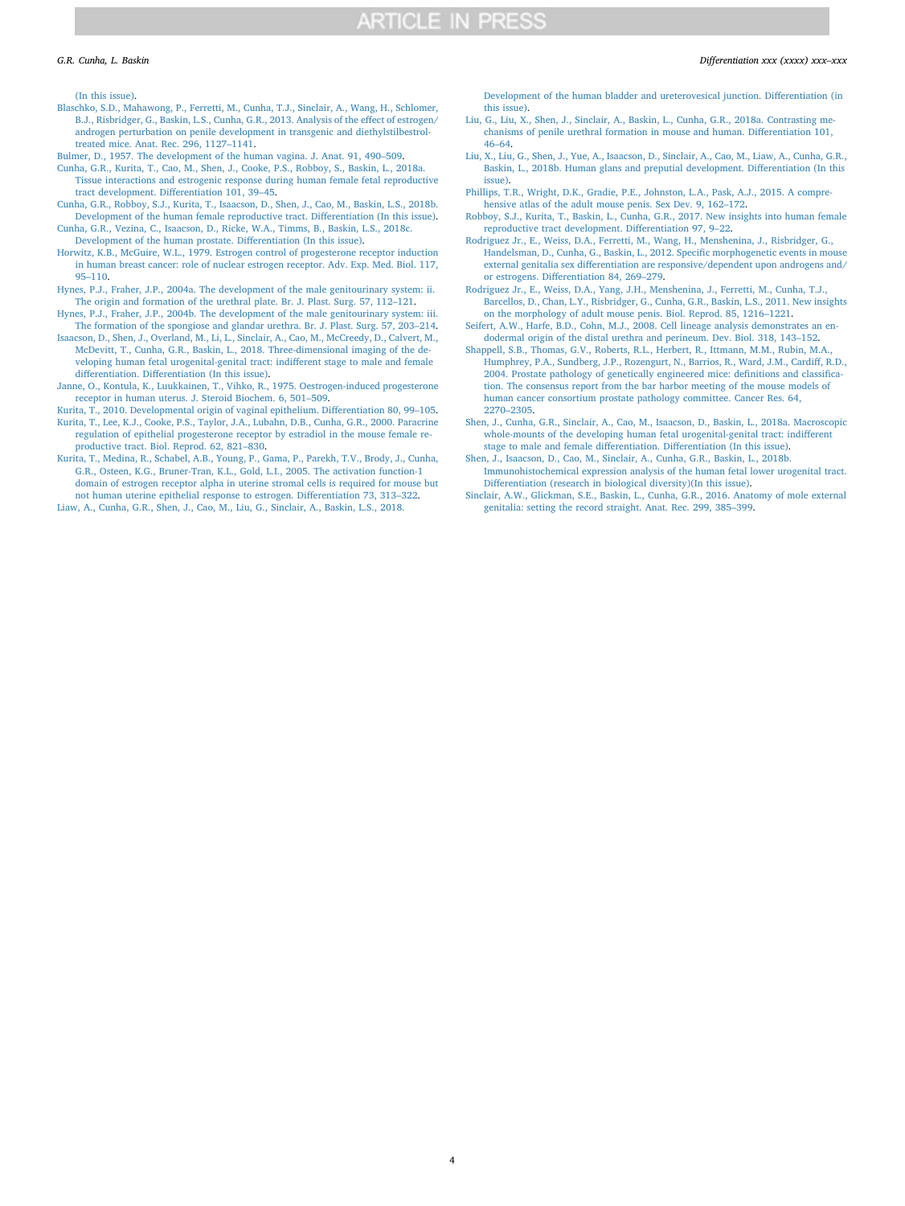(In this issue).

Blaschko, S.D., Mahawong, P., Ferretti, M., Cunha, T.J., Sinclair, A., Wang, H., Schlomer, B.J., Risbridger, G., Baskin, L.S., Cunha, G.R., 2013. Analysis of the effect of estrogen/androgen perturbation on penile development in transgenic and diethylstilbestrol-treated mice. Anat. Rec. 296, 1127–1141.

Bulmer, D., 1957. The development of the human vagina. J. Anat. 91, 490–509.

Cunha, G.R., Kurita, T., Cao, M., Shen, J., Cooke, P.S., Robboy, S., Baskin, L., 2018a. Tissue interactions and estrogenic response during human female fetal reproductive tract development. Differentiation 101, 39–45.

Cunha, G.R., Robboy, S.J., Kurita, T., Isaacson, D., Shen, J., Cao, M., Baskin, L.S., 2018b. Development of the human female reproductive tract. Differentiation (In this issue).

Cunha, G.R., Vezina, C., Isaacson, D., Ricke, W.A., Timms, B., Baskin, L.S., 2018c. Development of the human prostate. Differentiation (In this issue).

Horwitz, K.B., McGuire, W.L., 1979. Estrogen control of progesterone receptor induction in human breast cancer: role of nuclear estrogen receptor. Adv. Exp. Med. Biol. 117, 95–110.

Hynes, P.J., Fraher, J.P., 2004a. The development of the male genitourinary system: ii. The origin and formation of the urethral plate. Br. J. Plast. Surg. 57, 112–121.

Hynes, P.J., Fraher, J.P., 2004b. The development of the male genitourinary system: iii. The formation of the spongiose and glandar urethra. Br. J. Plast. Surg. 57, 203–214.

Isaacson, D., Shen, J., Overland, M., Li, L., Sinclair, A., Cao, M., McCreedy, D., Calvert, M., McDevitt, T., Cunha, G.R., Baskin, L., 2018. Three-dimensional imaging of the developing human fetal urogenital-genital tract: indifferent stage to male and female differentiation. Differentiation (In this issue).

Janne, O., Kontula, K., Luukkainen, T., Vihko, R., 1975. Oestrogen-induced progesterone receptor in human uterus. J. Steroid Biochem. 6, 501–509.

Kurita, T., 2010. Developmental origin of vaginal epithelium. Differentiation 80, 99–105.

Kurita, T., Lee, K.J., Cooke, P.S., Taylor, J.A., Lubahn, D.B., Cunha, G.R., 2000. Paracrine regulation of epithelial progesterone receptor by estradiol in the mouse female reproductive tract. Biol. Reprod. 62, 821–830.

Kurita, T., Medina, R., Schabel, A.B., Young, P., Gama, P., Parekh, T.V., Brody, J., Cunha, G.R., Osteen, K.G., Bruner-Tran, K.L., Gold, L.I., 2005. The activation function-1 domain of estrogen receptor alpha in uterine stromal cells is required for mouse but not human uterine epithelial response to estrogen. Differentiation 73, 313–322.

Liaw, A., Cunha, G.R., Shen, J., Cao, M., Liu, G., Sinclair, A., Baskin, L.S., 2018. Development of the human bladder and ureterovesical junction. Differentiation (in this issue).

Liu, G., Liu, X., Shen, J., Sinclair, A., Baskin, L., Cunha, G.R., 2018a. Contrasting mechanisms of penile urethral formation in mouse and human. Differentiation 101, 46–64.

Liu, X., Liu, G., Shen, J., Yue, A., Isaacson, D., Sinclair, A., Cao, M., Liaw, A., Cunha, G.R., Baskin, L., 2018b. Human glans and preputial development. Differentiation (In this issue).

Phillips, T.R., Wright, D.K., Gradie, P.E., Johnston, L.A., Pask, A.J., 2015. A comprehensive atlas of the adult mouse penis. Sex Dev. 9, 162–172.

Robboy, S.J., Kurita, T., Baskin, L., Cunha, G.R., 2017. New insights into human female reproductive tract development. Differentiation 97, 9–22.

Rodriguez Jr., E., Weiss, D.A., Ferretti, M., Wang, H., Menshenina, J., Risbridger, G., Handelsman, D., Cunha, G., Baskin, L., 2012. Specific morphogenetic events in mouse external genitalia sex differentiation are responsive/dependent upon androgens and/or estrogens. Differentiation 84, 269–279.

Rodriguez Jr., E., Weiss, D.A., Yang, J.H., Menshenina, J., Ferretti, M., Cunha, T.J., Barcellos, D., Chan, L.Y., Risbridger, G., Cunha, G.R., Baskin, L.S., 2011. New insights on the morphology of adult mouse penis. Biol. Reprod. 85, 1216–1221.

Seifert, A.W., Harfe, B.D., Cohn, M.J., 2008. Cell lineage analysis demonstrates an endodermal origin of the distal urethra and perineum. Dev. Biol. 318, 143–152.

Shappell, S.B., Thomas, G.V., Roberts, R.L., Herbert, R., Ittmann, M.M., Rubin, M.A., Humphrey, P.A., Sundberg, J.P., Rozengurt, N., Barrios, R., Ward, J.M., Cardiff, R.D., 2004. Prostate pathology of genetically engineered mice: definitions and classification. The consensus report from the bar harbor meeting of the mouse models of human cancer consortium prostate pathology committee. Cancer Res. 64, 2270–2305.

Shen, J., Cunha, G.R., Sinclair, A., Cao, M., Isaacson, D., Baskin, L., 2018a. Macroscopic whole-mounts of the developing human fetal urogenital-genital tract: indifferent stage to male and female differentiation. Differentiation (In this issue).

Shen, J., Isaacson, D., Cao, M., Sinclair, A., Cunha, G.R., Baskin, L., 2018b. Immunohistochemical expression analysis of the human fetal lower urogenital tract. Differentiation (research in biological diversity)(In this issue).

Sinclair, A.W., Glickman, S.E., Baskin, L., Cunha, G.R., 2016. Anatomy of mole external genitalia: setting the record straight. Anat. Rec. 299, 385–399.